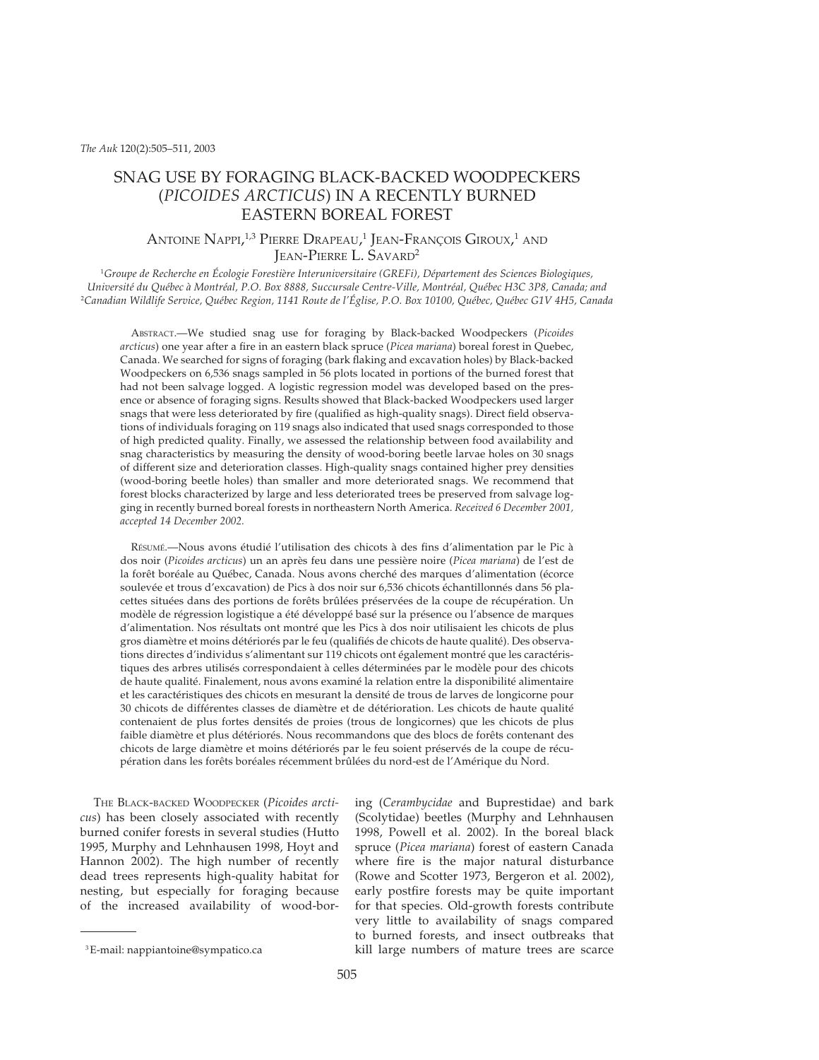# SNAG USE BY FORAGING BLACK-BACKED WOODPECKERS (*PICOIDES ARCTICUS*) IN A RECENTLY BURNED EASTERN BOREAL FOREST

Antoine Nappi,[1,3] Pierre Drapeau,[1] Jean-François Giroux,[1] and Jean-Pierre L. Savard[2]

[1]*Groupe de Recherche en Écologie Forestière Interuniversitaire (GREFi), Département des Sciences Biologiques, Université du Québec à Montréal, P.O. Box 8888, Succursale Centre-Ville, Montréal, Québec H3C 3P8, Canada; and*
[2]*Canadian Wildlife Service, Québec Region, 1141 Route de l'Église, P.O. Box 10100, Québec, Québec G1V 4H5, Canada*

Abstract.—We studied snag use for foraging by Black-backed Woodpeckers (*Picoides arcticus*) one year after a fire in an eastern black spruce (*Picea mariana*) boreal forest in Quebec, Canada. We searched for signs of foraging (bark flaking and excavation holes) by Black-backed Woodpeckers on 6,536 snags sampled in 56 plots located in portions of the burned forest that had not been salvage logged. A logistic regression model was developed based on the presence or absence of foraging signs. Results showed that Black-backed Woodpeckers used larger snags that were less deteriorated by fire (qualified as high-quality snags). Direct field observations of individuals foraging on 119 snags also indicated that used snags corresponded to those of high predicted quality. Finally, we assessed the relationship between food availability and snag characteristics by measuring the density of wood-boring beetle larvae holes on 30 snags of different size and deterioration classes. High-quality snags contained higher prey densities (wood-boring beetle holes) than smaller and more deteriorated snags. We recommend that forest blocks characterized by large and less deteriorated trees be preserved from salvage logging in recently burned boreal forests in northeastern North America. *Received 6 December 2001, accepted 14 December 2002.*

Résumé.—Nous avons étudié l'utilisation des chicots à des fins d'alimentation par le Pic à dos noir (*Picoides arcticus*) un an après feu dans une pessière noire (*Picea mariana*) de l'est de la forêt boréale au Québec, Canada. Nous avons cherché des marques d'alimentation (écorce soulevée et trous d'excavation) de Pics à dos noir sur 6,536 chicots échantillonnés dans 56 placettes situées dans des portions de forêts brûlées préservées de la coupe de récupération. Un modèle de régression logistique a été développé basé sur la présence ou l'absence de marques d'alimentation. Nos résultats ont montré que les Pics à dos noir utilisaient les chicots de plus gros diamètre et moins détériorés par le feu (qualifiés de chicots de haute qualité). Des observations directes d'individus s'alimentant sur 119 chicots ont également montré que les caractéristiques des arbres utilisés correspondaient à celles déterminées par le modèle pour des chicots de haute qualité. Finalement, nous avons examiné la relation entre la disponibilité alimentaire et les caractéristiques des chicots en mesurant la densité de trous de larves de longicorne pour 30 chicots de différentes classes de diamètre et de détérioration. Les chicots de haute qualité contenaient de plus fortes densités de proies (trous de longicornes) que les chicots de plus faible diamètre et plus détériorés. Nous recommandons que des blocs de forêts contenant des chicots de large diamètre et moins détériorés par le feu soient préservés de la coupe de récupération dans les forêts boréales récemment brûlées du nord-est de l'Amérique du Nord.

The Black-backed Woodpecker (*Picoides arcticus*) has been closely associated with recently burned conifer forests in several studies (Hutto 1995, Murphy and Lehnhausen 1998, Hoyt and Hannon 2002). The high number of recently dead trees represents high-quality habitat for nesting, but especially for foraging because of the increased availability of wood-boring (*Cerambycidae* and Buprestidae) and bark (Scolytidae) beetles (Murphy and Lehnhausen 1998, Powell et al. 2002). In the boreal black spruce (*Picea mariana*) forest of eastern Canada where fire is the major natural disturbance (Rowe and Scotter 1973, Bergeron et al. 2002), early postfire forests may be quite important for that species. Old-growth forests contribute very little to availability of snags compared to burned forests, and insect outbreaks that kill large numbers of mature trees are scarce

[3]E-mail: nappiantoine@sympatico.ca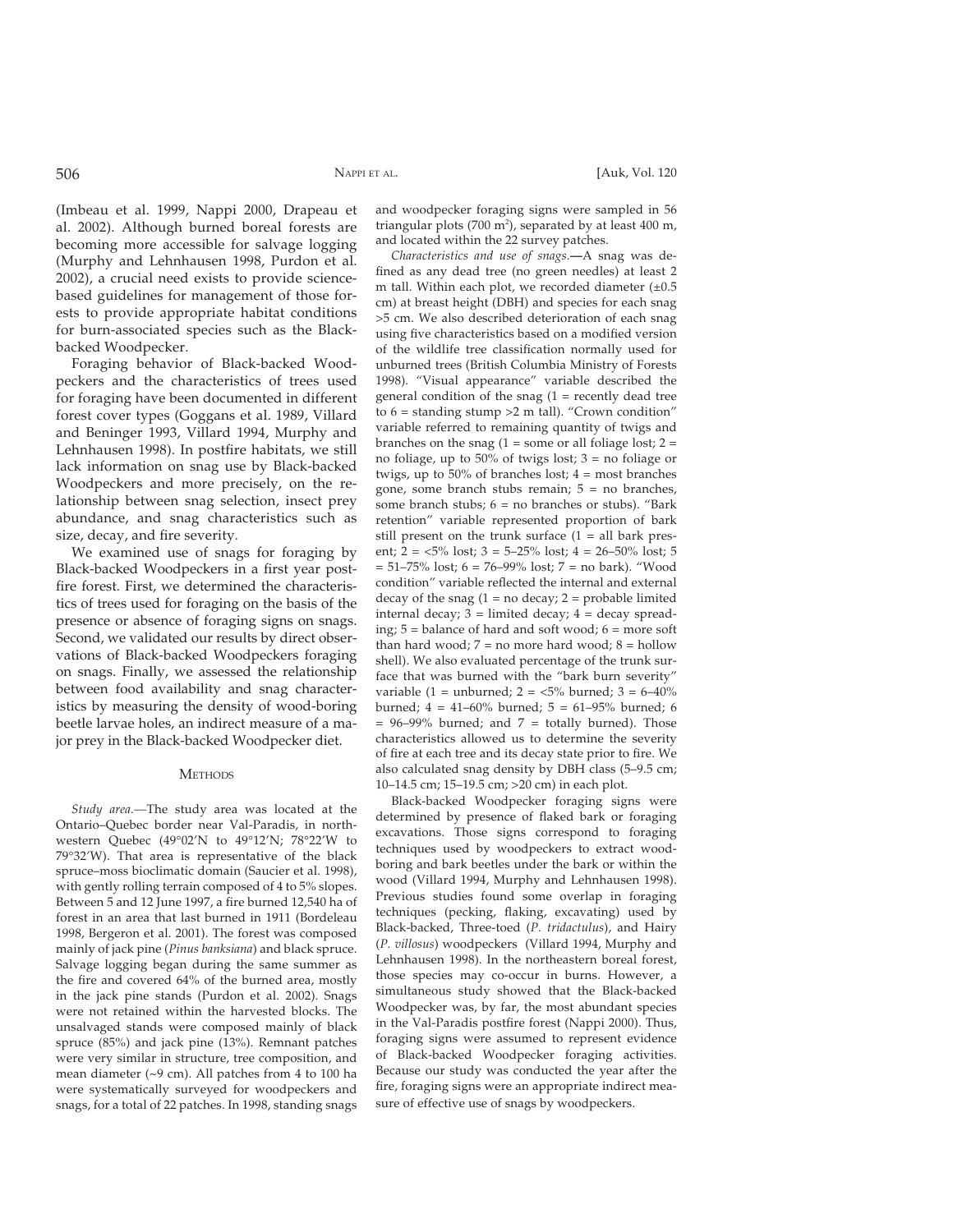(Imbeau et al. 1999, Nappi 2000, Drapeau et al. 2002). Although burned boreal forests are becoming more accessible for salvage logging (Murphy and Lehnhausen 1998, Purdon et al. 2002), a crucial need exists to provide science-based guidelines for management of those forests to provide appropriate habitat conditions for burn-associated species such as the Black-backed Woodpecker.

Foraging behavior of Black-backed Woodpeckers and the characteristics of trees used for foraging have been documented in different forest cover types (Goggans et al. 1989, Villard and Beninger 1993, Villard 1994, Murphy and Lehnhausen 1998). In postfire habitats, we still lack information on snag use by Black-backed Woodpeckers and more precisely, on the relationship between snag selection, insect prey abundance, and snag characteristics such as size, decay, and fire severity.

We examined use of snags for foraging by Black-backed Woodpeckers in a first year postfire forest. First, we determined the characteristics of trees used for foraging on the basis of the presence or absence of foraging signs on snags. Second, we validated our results by direct observations of Black-backed Woodpeckers foraging on snags. Finally, we assessed the relationship between food availability and snag characteristics by measuring the density of wood-boring beetle larvae holes, an indirect measure of a major prey in the Black-backed Woodpecker diet.

## Methods

*Study area.*—The study area was located at the Ontario–Quebec border near Val-Paradis, in northwestern Quebec (49°02′N to 49°12′N; 78°22′W to 79°32′W). That area is representative of the black spruce–moss bioclimatic domain (Saucier et al. 1998), with gently rolling terrain composed of 4 to 5% slopes. Between 5 and 12 June 1997, a fire burned 12,540 ha of forest in an area that last burned in 1911 (Bordeleau 1998, Bergeron et al. 2001). The forest was composed mainly of jack pine (*Pinus banksiana*) and black spruce. Salvage logging began during the same summer as the fire and covered 64% of the burned area, mostly in the jack pine stands (Purdon et al. 2002). Snags were not retained within the harvested blocks. The unsalvaged stands were composed mainly of black spruce (85%) and jack pine (13%). Remnant patches were very similar in structure, tree composition, and mean diameter (~9 cm). All patches from 4 to 100 ha were systematically surveyed for woodpeckers and snags, for a total of 22 patches. In 1998, standing snags and woodpecker foraging signs were sampled in 56 triangular plots (700 m$^2$), separated by at least 400 m, and located within the 22 survey patches.

*Characteristics and use of snags.*—A snag was defined as any dead tree (no green needles) at least 2 m tall. Within each plot, we recorded diameter (±0.5 cm) at breast height (DBH) and species for each snag >5 cm. We also described deterioration of each snag using five characteristics based on a modified version of the wildlife tree classification normally used for unburned trees (British Columbia Ministry of Forests 1998). "Visual appearance" variable described the general condition of the snag (1 = recently dead tree to 6 = standing stump >2 m tall). "Crown condition" variable referred to remaining quantity of twigs and branches on the snag (1 = some or all foliage lost; 2 = no foliage, up to 50% of twigs lost; 3 = no foliage or twigs, up to 50% of branches lost; 4 = most branches gone, some branch stubs remain; 5 = no branches, some branch stubs; 6 = no branches or stubs). "Bark retention" variable represented proportion of bark still present on the trunk surface (1 = all bark present; 2 = <5% lost; 3 = 5–25% lost; 4 = 26–50% lost; 5 = 51–75% lost; 6 = 76–99% lost; 7 = no bark). "Wood condition" variable reflected the internal and external decay of the snag (1 = no decay; 2 = probable limited internal decay; 3 = limited decay; 4 = decay spreading; 5 = balance of hard and soft wood; 6 = more soft than hard wood; 7 = no more hard wood; 8 = hollow shell). We also evaluated percentage of the trunk surface that was burned with the "bark burn severity" variable (1 = unburned; 2 = <5% burned; 3 = 6–40% burned; 4 = 41–60% burned; 5 = 61–95% burned; 6 = 96–99% burned; and 7 = totally burned). Those characteristics allowed us to determine the severity of fire at each tree and its decay state prior to fire. We also calculated snag density by DBH class (5–9.5 cm; 10–14.5 cm; 15–19.5 cm; >20 cm) in each plot.

Black-backed Woodpecker foraging signs were determined by presence of flaked bark or foraging excavations. Those signs correspond to foraging techniques used by woodpeckers to extract wood-boring and bark beetles under the bark or within the wood (Villard 1994, Murphy and Lehnhausen 1998). Previous studies found some overlap in foraging techniques (pecking, flaking, excavating) used by Black-backed, Three-toed (*P. tridactulus*), and Hairy (*P. villosus*) woodpeckers (Villard 1994, Murphy and Lehnhausen 1998). In the northeastern boreal forest, those species may co-occur in burns. However, a simultaneous study showed that the Black-backed Woodpecker was, by far, the most abundant species in the Val-Paradis postfire forest (Nappi 2000). Thus, foraging signs were assumed to represent evidence of Black-backed Woodpecker foraging activities. Because our study was conducted the year after the fire, foraging signs were an appropriate indirect measure of effective use of snags by woodpeckers.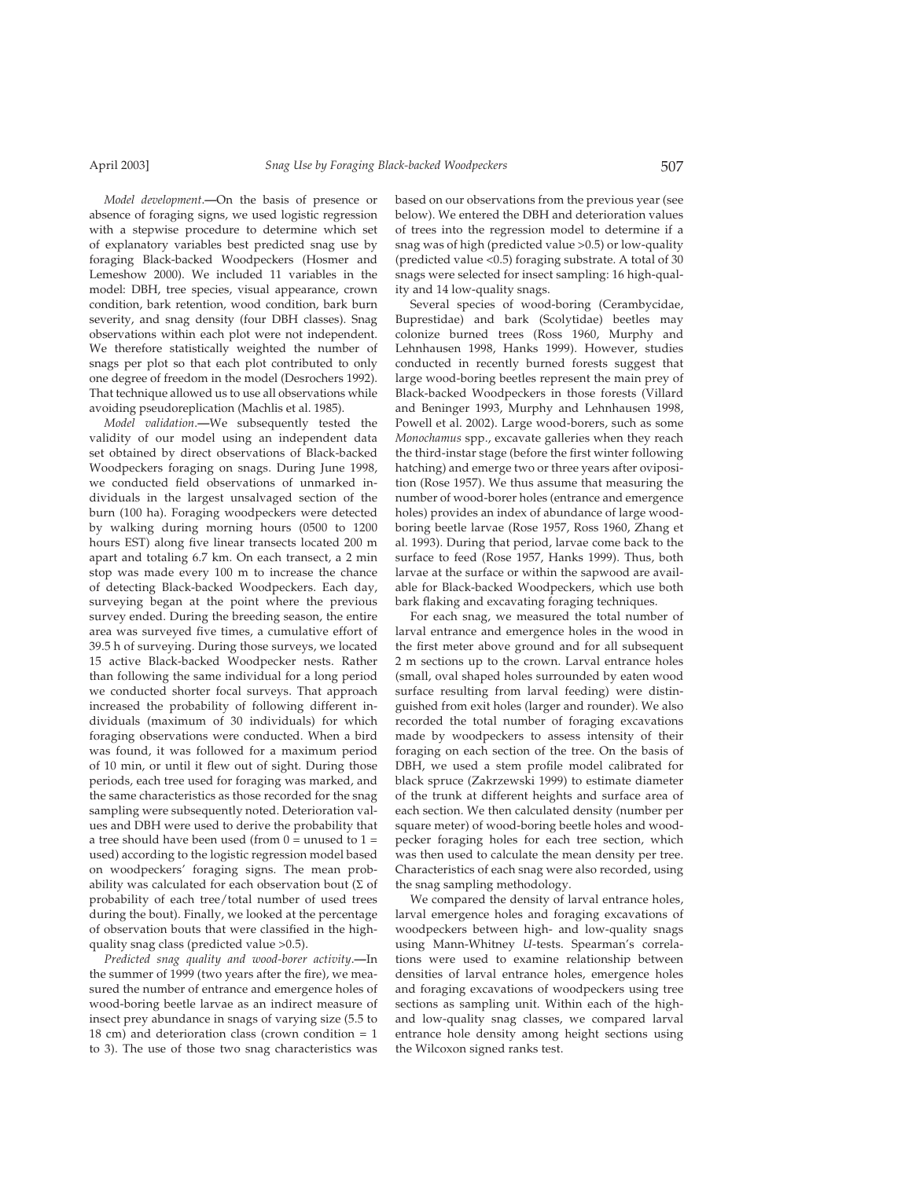*Model development*.—On the basis of presence or absence of foraging signs, we used logistic regression with a stepwise procedure to determine which set of explanatory variables best predicted snag use by foraging Black-backed Woodpeckers (Hosmer and Lemeshow 2000). We included 11 variables in the model: DBH, tree species, visual appearance, crown condition, bark retention, wood condition, bark burn severity, and snag density (four DBH classes). Snag observations within each plot were not independent. We therefore statistically weighted the number of snags per plot so that each plot contributed to only one degree of freedom in the model (Desrochers 1992). That technique allowed us to use all observations while avoiding pseudoreplication (Machlis et al. 1985).

*Model validation*.—We subsequently tested the validity of our model using an independent data set obtained by direct observations of Black-backed Woodpeckers foraging on snags. During June 1998, we conducted field observations of unmarked individuals in the largest unsalvaged section of the burn (100 ha). Foraging woodpeckers were detected by walking during morning hours (0500 to 1200 hours EST) along five linear transects located 200 m apart and totaling 6.7 km. On each transect, a 2 min stop was made every 100 m to increase the chance of detecting Black-backed Woodpeckers. Each day, surveying began at the point where the previous survey ended. During the breeding season, the entire area was surveyed five times, a cumulative effort of 39.5 h of surveying. During those surveys, we located 15 active Black-backed Woodpecker nests. Rather than following the same individual for a long period we conducted shorter focal surveys. That approach increased the probability of following different individuals (maximum of 30 individuals) for which foraging observations were conducted. When a bird was found, it was followed for a maximum period of 10 min, or until it flew out of sight. During those periods, each tree used for foraging was marked, and the same characteristics as those recorded for the snag sampling were subsequently noted. Deterioration values and DBH were used to derive the probability that a tree should have been used (from 0 = unused to 1 = used) according to the logistic regression model based on woodpeckers' foraging signs. The mean probability was calculated for each observation bout ($\Sigma$ of probability of each tree/total number of used trees during the bout). Finally, we looked at the percentage of observation bouts that were classified in the high-quality snag class (predicted value >0.5).

*Predicted snag quality and wood-borer activity*.—In the summer of 1999 (two years after the fire), we measured the number of entrance and emergence holes of wood-boring beetle larvae as an indirect measure of insect prey abundance in snags of varying size (5.5 to 18 cm) and deterioration class (crown condition = 1 to 3). The use of those two snag characteristics was based on our observations from the previous year (see below). We entered the DBH and deterioration values of trees into the regression model to determine if a snag was of high (predicted value >0.5) or low-quality (predicted value <0.5) foraging substrate. A total of 30 snags were selected for insect sampling: 16 high-quality and 14 low-quality snags.

Several species of wood-boring (Cerambycidae, Buprestidae) and bark (Scolytidae) beetles may colonize burned trees (Ross 1960, Murphy and Lehnhausen 1998, Hanks 1999). However, studies conducted in recently burned forests suggest that large wood-boring beetles represent the main prey of Black-backed Woodpeckers in those forests (Villard and Beninger 1993, Murphy and Lehnhausen 1998, Powell et al. 2002). Large wood-borers, such as some *Monochamus* spp., excavate galleries when they reach the third-instar stage (before the first winter following hatching) and emerge two or three years after oviposition (Rose 1957). We thus assume that measuring the number of wood-borer holes (entrance and emergence holes) provides an index of abundance of large wood-boring beetle larvae (Rose 1957, Ross 1960, Zhang et al. 1993). During that period, larvae come back to the surface to feed (Rose 1957, Hanks 1999). Thus, both larvae at the surface or within the sapwood are available for Black-backed Woodpeckers, which use both bark flaking and excavating foraging techniques.

For each snag, we measured the total number of larval entrance and emergence holes in the wood in the first meter above ground and for all subsequent 2 m sections up to the crown. Larval entrance holes (small, oval shaped holes surrounded by eaten wood surface resulting from larval feeding) were distinguished from exit holes (larger and rounder). We also recorded the total number of foraging excavations made by woodpeckers to assess intensity of their foraging on each section of the tree. On the basis of DBH, we used a stem profile model calibrated for black spruce (Zakrzewski 1999) to estimate diameter of the trunk at different heights and surface area of each section. We then calculated density (number per square meter) of wood-boring beetle holes and woodpecker foraging holes for each tree section, which was then used to calculate the mean density per tree. Characteristics of each snag were also recorded, using the snag sampling methodology.

We compared the density of larval entrance holes, larval emergence holes and foraging excavations of woodpeckers between high- and low-quality snags using Mann-Whitney *U*-tests. Spearman's correlations were used to examine relationship between densities of larval entrance holes, emergence holes and foraging excavations of woodpeckers using tree sections as sampling unit. Within each of the high- and low-quality snag classes, we compared larval entrance hole density among height sections using the Wilcoxon signed ranks test.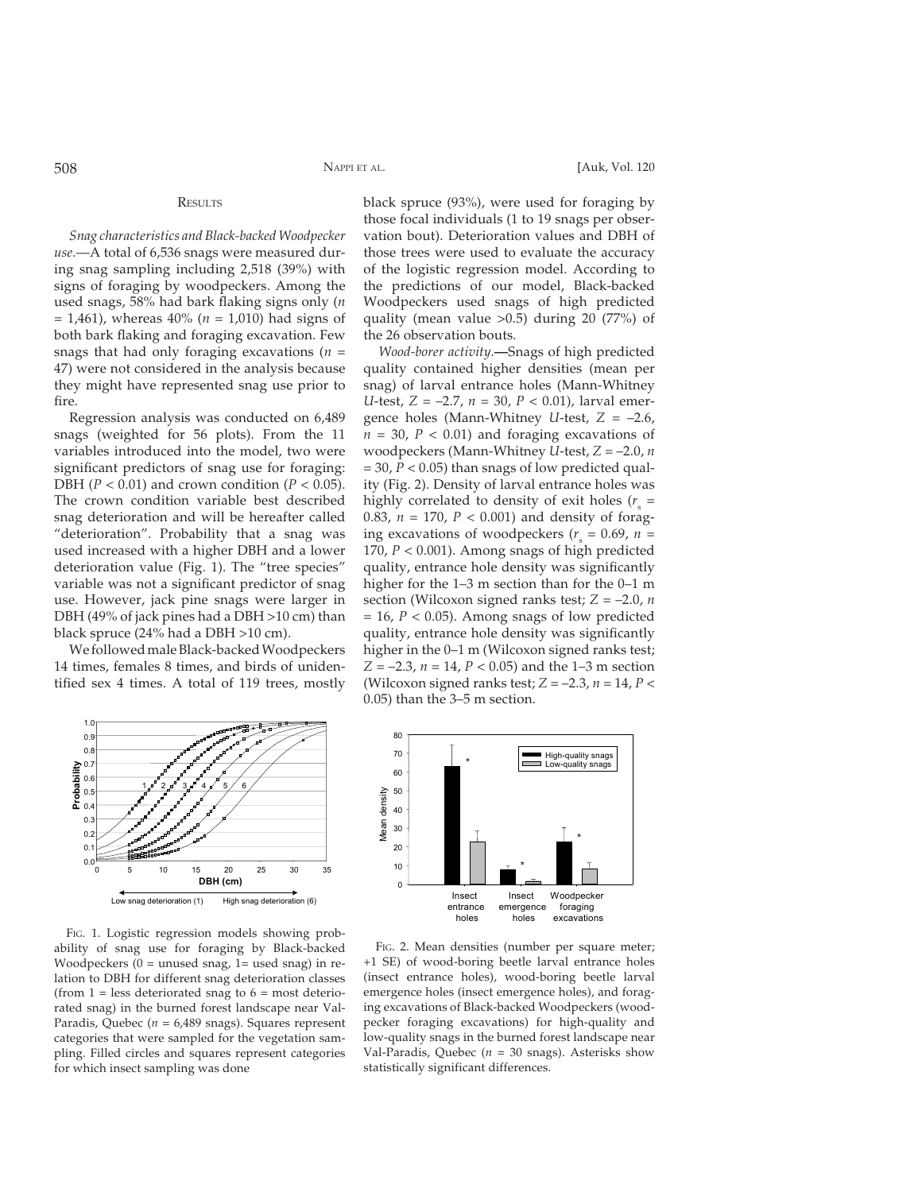### Results

*Snag characteristics and Black-backed Woodpecker use*.—A total of 6,536 snags were measured during snag sampling including 2,518 (39%) with signs of foraging by woodpeckers. Among the used snags, 58% had bark flaking signs only ($n$ = 1,461), whereas 40% ($n$ = 1,010) had signs of both bark flaking and foraging excavation. Few snags that had only foraging excavations ($n$ = 47) were not considered in the analysis because they might have represented snag use prior to fire.

Regression analysis was conducted on 6,489 snags (weighted for 56 plots). From the 11 variables introduced into the model, two were significant predictors of snag use for foraging: DBH ($P < 0.01$) and crown condition ($P < 0.05$). The crown condition variable best described snag deterioration and will be hereafter called "deterioration". Probability that a snag was used increased with a higher DBH and a lower deterioration value (Fig. 1). The "tree species" variable was not a significant predictor of snag use. However, jack pine snags were larger in DBH (49% of jack pines had a DBH >10 cm) than black spruce (24% had a DBH >10 cm).

We followed male Black-backed Woodpeckers 14 times, females 8 times, and birds of unidentified sex 4 times. A total of 119 trees, mostly black spruce (93%), were used for foraging by those focal individuals (1 to 19 snags per observation bout). Deterioration values and DBH of those trees were used to evaluate the accuracy of the logistic regression model. According to the predictions of our model, Black-backed Woodpeckers used snags of high predicted quality (mean value >0.5) during 20 (77%) of the 26 observation bouts.

*Wood-borer activity*.—Snags of high predicted quality contained higher densities (mean per snag) of larval entrance holes (Mann-Whitney $U$-test, $Z = -2.7$, $n = 30$, $P < 0.01$), larval emergence holes (Mann-Whitney $U$-test, $Z = -2.6$, $n = 30$, $P < 0.01$) and foraging excavations of woodpeckers (Mann-Whitney $U$-test, $Z = -2.0$, $n = 30$, $P < 0.05$) than snags of low predicted quality (Fig. 2). Density of larval entrance holes was highly correlated to density of exit holes ($r_s = 0.83$, $n = 170$, $P < 0.001$) and density of foraging excavations of woodpeckers ($r_s = 0.69$, $n = 170$, $P < 0.001$). Among snags of high predicted quality, entrance hole density was significantly higher for the 1–3 m section than for the 0–1 m section (Wilcoxon signed ranks test; $Z = -2.0$, $n = 16$, $P < 0.05$). Among snags of low predicted quality, entrance hole density was significantly higher in the 0–1 m (Wilcoxon signed ranks test; $Z = -2.3$, $n = 14$, $P < 0.05$) and the 1–3 m section (Wilcoxon signed ranks test; $Z = -2.3$, $n = 14$, $P < 0.05$) than the 3–5 m section.

Fig. 1. Logistic regression models showing probability of snag use for foraging by Black-backed Woodpeckers (0 = unused snag, 1= used snag) in relation to DBH for different snag deterioration classes (from 1 = less deteriorated snag to 6 = most deteriorated snag) in the burned forest landscape near Val-Paradis, Quebec ($n$ = 6,489 snags). Squares represent categories that were sampled for the vegetation sampling. Filled circles and squares represent categories for which insect sampling was done

Fig. 2. Mean densities (number per square meter; +1 SE) of wood-boring beetle larval entrance holes (insect entrance holes), wood-boring beetle larval emergence holes (insect emergence holes), and foraging excavations of Black-backed Woodpeckers (woodpecker foraging excavations) for high-quality and low-quality snags in the burned forest landscape near Val-Paradis, Quebec ($n$ = 30 snags). Asterisks show statistically significant differences.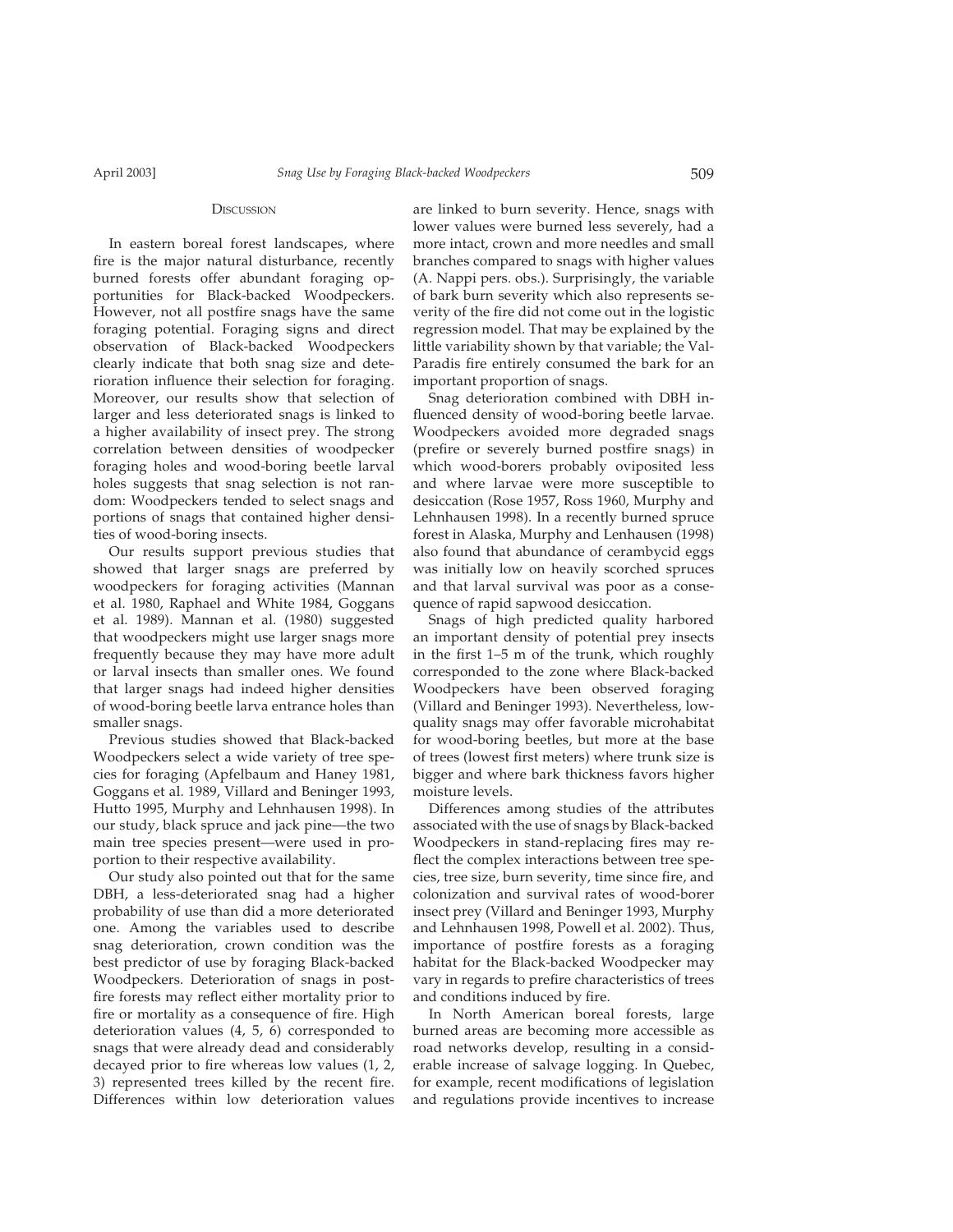## Discussion

In eastern boreal forest landscapes, where fire is the major natural disturbance, recently burned forests offer abundant foraging opportunities for Black-backed Woodpeckers. However, not all postfire snags have the same foraging potential. Foraging signs and direct observation of Black-backed Woodpeckers clearly indicate that both snag size and deterioration influence their selection for foraging. Moreover, our results show that selection of larger and less deteriorated snags is linked to a higher availability of insect prey. The strong correlation between densities of woodpecker foraging holes and wood-boring beetle larval holes suggests that snag selection is not random: Woodpeckers tended to select snags and portions of snags that contained higher densities of wood-boring insects.

Our results support previous studies that showed that larger snags are preferred by woodpeckers for foraging activities (Mannan et al. 1980, Raphael and White 1984, Goggans et al. 1989). Mannan et al. (1980) suggested that woodpeckers might use larger snags more frequently because they may have more adult or larval insects than smaller ones. We found that larger snags had indeed higher densities of wood-boring beetle larva entrance holes than smaller snags.

Previous studies showed that Black-backed Woodpeckers select a wide variety of tree species for foraging (Apfelbaum and Haney 1981, Goggans et al. 1989, Villard and Beninger 1993, Hutto 1995, Murphy and Lehnhausen 1998). In our study, black spruce and jack pine—the two main tree species present—were used in proportion to their respective availability.

Our study also pointed out that for the same DBH, a less-deteriorated snag had a higher probability of use than did a more deteriorated one. Among the variables used to describe snag deterioration, crown condition was the best predictor of use by foraging Black-backed Woodpeckers. Deterioration of snags in postfire forests may reflect either mortality prior to fire or mortality as a consequence of fire. High deterioration values (4, 5, 6) corresponded to snags that were already dead and considerably decayed prior to fire whereas low values (1, 2, 3) represented trees killed by the recent fire. Differences within low deterioration values are linked to burn severity. Hence, snags with lower values were burned less severely, had a more intact, crown and more needles and small branches compared to snags with higher values (A. Nappi pers. obs.). Surprisingly, the variable of bark burn severity which also represents severity of the fire did not come out in the logistic regression model. That may be explained by the little variability shown by that variable; the Val-Paradis fire entirely consumed the bark for an important proportion of snags.

Snag deterioration combined with DBH influenced density of wood-boring beetle larvae. Woodpeckers avoided more degraded snags (prefire or severely burned postfire snags) in which wood-borers probably oviposited less and where larvae were more susceptible to desiccation (Rose 1957, Ross 1960, Murphy and Lehnhausen 1998). In a recently burned spruce forest in Alaska, Murphy and Lehnhausen (1998) also found that abundance of cerambycid eggs was initially low on heavily scorched spruces and that larval survival was poor as a consequence of rapid sapwood desiccation.

Snags of high predicted quality harbored an important density of potential prey insects in the first 1–5 m of the trunk, which roughly corresponded to the zone where Black-backed Woodpeckers have been observed foraging (Villard and Beninger 1993). Nevertheless, low-quality snags may offer favorable microhabitat for wood-boring beetles, but more at the base of trees (lowest first meters) where trunk size is bigger and where bark thickness favors higher moisture levels.

Differences among studies of the attributes associated with the use of snags by Black-backed Woodpeckers in stand-replacing fires may reflect the complex interactions between tree species, tree size, burn severity, time since fire, and colonization and survival rates of wood-borer insect prey (Villard and Beninger 1993, Murphy and Lehnhausen 1998, Powell et al. 2002). Thus, importance of postfire forests as a foraging habitat for the Black-backed Woodpecker may vary in regards to prefire characteristics of trees and conditions induced by fire.

In North American boreal forests, large burned areas are becoming more accessible as road networks develop, resulting in a considerable increase of salvage logging. In Quebec, for example, recent modifications of legislation and regulations provide incentives to increase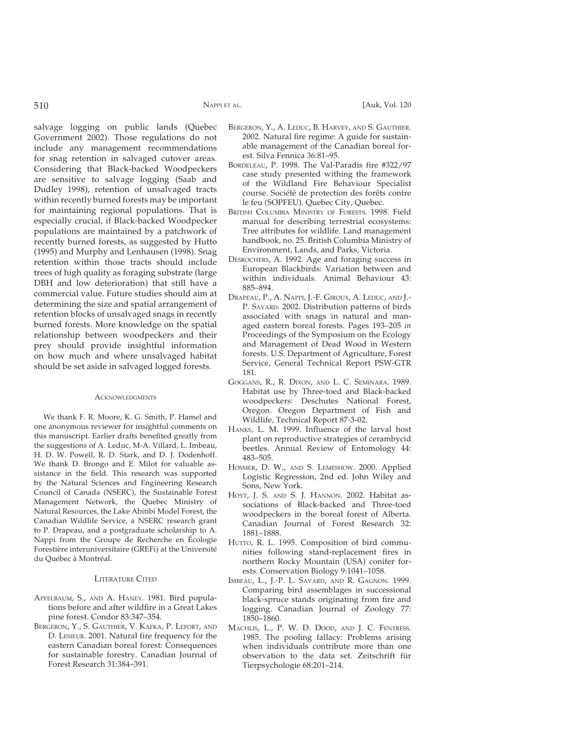salvage logging on public lands (Quebec Government 2002). Those regulations do not include any management recommendations for snag retention in salvaged cutover areas. Considering that Black-backed Woodpeckers are sensitive to salvage logging (Saab and Dudley 1998), retention of unsalvaged tracts within recently burned forests may be important for maintaining regional populations. That is especially crucial, if Black-backed Woodpecker populations are maintained by a patchwork of recently burned forests, as suggested by Hutto (1995) and Murphy and Lenhausen (1998). Snag retention within those tracts should include trees of high quality as foraging substrate (large DBH and low deterioration) that still have a commercial value. Future studies should aim at determining the size and spatial arrangement of retention blocks of unsalvaged snags in recently burned forests. More knowledge on the spatial relationship between woodpeckers and their prey should provide insightful information on how much and where unsalvaged habitat should be set aside in salvaged logged forests.

## Acknowledgments

We thank F. R. Moore, K. G. Smith, P. Hamel and one anonymous reviewer for insightful comments on this manuscript. Earlier drafts benefited greatly from the suggestions of A. Leduc, M-A. Villard, L. Imbeau, H. D. W. Powell, R. D. Stark, and D. J. Dodenhoff. We thank D. Brongo and E. Milot for valuable assistance in the field. This research was supported by the Natural Sciences and Engineering Research Council of Canada (NSERC), the Sustainable Forest Management Network, the Quebec Ministry of Natural Resources, the Lake Abitibi Model Forest, the Canadian Wildlife Service, a NSERC research grant to P. Drapeau, and a postgraduate scholarship to A. Nappi from the Groupe de Recherche en Écologie Forestière interuniversitaire (GREFi) at the Université du Québec à Montréal.

## Literature Cited

Apfelbaum, S., and A. Haney. 1981. Bird populations before and after wildfire in a Great Lakes pine forest. Condor 83:347–354.

Bergeron, Y., S. Gauthier, V. Kafka, P. Lefort, and D. Lesieur. 2001. Natural fire frequency for the eastern Canadian boreal forest: Consequences for sustainable forestry. Canadian Journal of Forest Research 31:384–391.

Bergeron, Y., A. Leduc, B. Harvey, and S. Gauthier. 2002. Natural fire regime: A guide for sustainable management of the Canadian boreal forest. Silva Fennica 36:81–95.

Bordeleau, P. 1998. The Val-Paradis fire #322/97 case study presented withing the framework of the Wildland Fire Behaviour Specialist course. Société de protection des forêts contre le feu (SOPFEU). Quebec City, Quebec.

British Columbia Ministry of Forests. 1998. Field manual for describing terrestrial ecosystems: Tree attributes for wildlife. Land management handbook, no. 25. British Columbia Ministry of Environment, Lands, and Parks, Victoria.

Desrochers, A. 1992. Age and foraging success in European Blackbirds: Variation between and within individuals. Animal Behaviour 43: 885–894.

Drapeau, P., A. Nappi, J.-F. Giroux, A. Leduc, and J.-P. Savard. 2002. Distribution patterns of birds associated with snags in natural and managed eastern boreal forests. Pages 193–205 *in* Proceedings of the Symposium on the Ecology and Management of Dead Wood in Western forests. U.S. Department of Agriculture, Forest Service, General Technical Report PSW-GTR 181.

Goggans, P., R. Dixon, and L. C. Seminara. 1989. Habitat use by Three-toed and Black-backed woodpeckers: Deschutes National Forest, Oregon. Oregon Department of Fish and Wildlife, Technical Report 87-3-02.

Hanks, L. M. 1999. Influence of the larval host plant on reproductive strategies of cerambycid beetles. Annual Review of Entomology 44: 483–505.

Hosmer, D. W., and S. Lemeshow. 2000. Applied Logistic Regression, 2nd ed. John Wiley and Sons, New York.

Hoyt, J. S. and S. J. Hannon. 2002. Habitat associations of Black-backed and Three-toed woodpeckers in the boreal forest of Alberta. Canadian Journal of Forest Research 32: 1881–1888.

Hutto, R. L. 1995. Composition of bird communities following stand-replacement fires in northern Rocky Mountain (USA) conifer forests. Conservation Biology 9:1041–1058.

Imbeau, L., J.-P. L. Savard, and R. Gagnon. 1999. Comparing bird assemblages in successional black-spruce stands originating from fire and logging. Canadian Journal of Zoology 77: 1850–1860.

Machlis, L., P. W. D. Dood, and J. C. Fentress. 1985. The pooling fallacy: Problems arising when individuals contribute more than one observation to the data set. Zeitschrift für Tierpsychologie 68:201–214.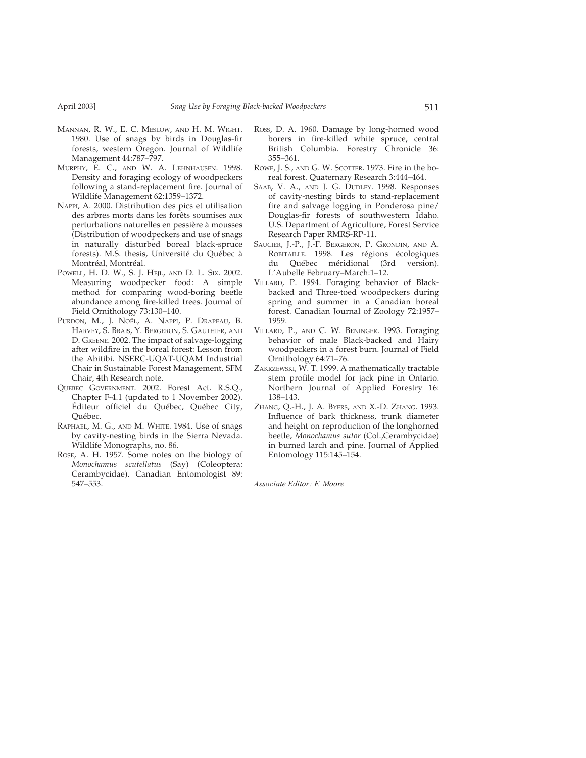MANNAN, R. W., E. C. MESLOW, AND H. M. WIGHT. 1980. Use of snags by birds in Douglas-fir forests, western Oregon. Journal of Wildlife Management 44:787–797.

MURPHY, E. C., AND W. A. LEHNHAUSEN. 1998. Density and foraging ecology of woodpeckers following a stand-replacement fire. Journal of Wildlife Management 62:1359–1372.

NAPPI, A. 2000. Distribution des pics et utilisation des arbres morts dans les forêts soumises aux perturbations naturelles en pessière à mousses (Distribution of woodpeckers and use of snags in naturally disturbed boreal black-spruce forests). M.S. thesis, Université du Québec à Montréal, Montréal.

POWELL, H. D. W., S. J. HEJL, AND D. L. SIX. 2002. Measuring woodpecker food: A simple method for comparing wood-boring beetle abundance among fire-killed trees. Journal of Field Ornithology 73:130–140.

PURDON, M., J. NOËL, A. NAPPI, P. DRAPEAU, B. HARVEY, S. BRAIS, Y. BERGERON, S. GAUTHIER, AND D. GREENE. 2002. The impact of salvage-logging after wildfire in the boreal forest: Lesson from the Abitibi. NSERC-UQAT-UQAM Industrial Chair in Sustainable Forest Management, SFM Chair, 4th Research note.

QUEBEC GOVERNMENT. 2002. Forest Act. R.S.Q., Chapter F-4.1 (updated to 1 November 2002). Éditeur officiel du Québec, Québec City, Québec.

RAPHAEL, M. G., AND M. WHITE. 1984. Use of snags by cavity-nesting birds in the Sierra Nevada. Wildlife Monographs, no. 86.

ROSE, A. H. 1957. Some notes on the biology of *Monochamus scutellatus* (Say) (Coleoptera: Cerambycidae). Canadian Entomologist 89: 547–553.

ROSS, D. A. 1960. Damage by long-horned wood borers in fire-killed white spruce, central British Columbia. Forestry Chronicle 36: 355–361.

ROWE, J. S., AND G. W. SCOTTER. 1973. Fire in the boreal forest. Quaternary Research 3:444–464.

SAAB, V. A., AND J. G. DUDLEY. 1998. Responses of cavity-nesting birds to stand-replacement fire and salvage logging in Ponderosa pine/Douglas-fir forests of southwestern Idaho. U.S. Department of Agriculture, Forest Service Research Paper RMRS-RP-11.

SAUCIER, J.-P., J.-F. BERGERON, P. GRONDIN, AND A. ROBITAILLE. 1998. Les régions écologiques du Québec méridional (3rd version). L'Aubelle February–March:1–12.

VILLARD, P. 1994. Foraging behavior of Black-backed and Three-toed woodpeckers during spring and summer in a Canadian boreal forest. Canadian Journal of Zoology 72:1957–1959.

VILLARD, P., AND C. W. BENINGER. 1993. Foraging behavior of male Black-backed and Hairy woodpeckers in a forest burn. Journal of Field Ornithology 64:71–76.

ZAKRZEWSKI, W. T. 1999. A mathematically tractable stem profile model for jack pine in Ontario. Northern Journal of Applied Forestry 16: 138–143.

ZHANG, Q.-H., J. A. BYERS, AND X.-D. ZHANG. 1993. Influence of bark thickness, trunk diameter and height on reproduction of the longhorned beetle, *Monochamus sutor* (Col.,Cerambycidae) in burned larch and pine. Journal of Applied Entomology 115:145–154.

*Associate Editor: F. Moore*